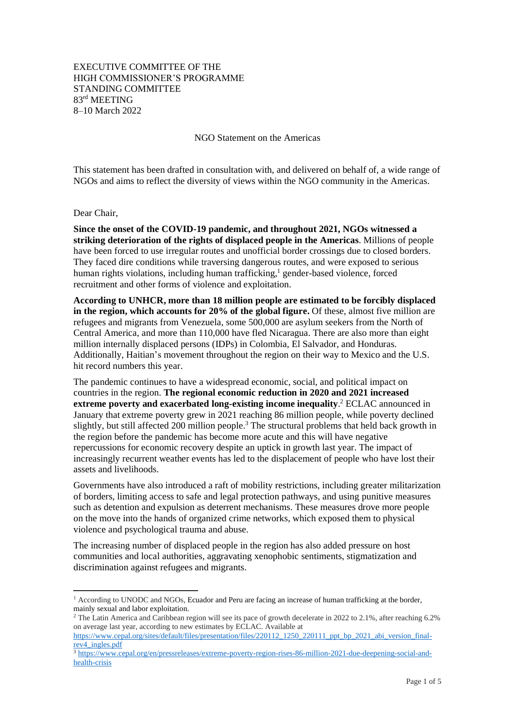EXECUTIVE COMMITTEE OF THE
HIGH COMMISSIONER'S PROGRAMME
STANDING COMMITTEE
83rd MEETING
8–10 March 2022

NGO Statement on the Americas

This statement has been drafted in consultation with, and delivered on behalf of, a wide range of NGOs and aims to reflect the diversity of views within the NGO community in the Americas.

Dear Chair,

**Since the onset of the COVID-19 pandemic, and throughout 2021, NGOs witnessed a striking deterioration of the rights of displaced people in the Americas**. Millions of people have been forced to use irregular routes and unofficial border crossings due to closed borders. They faced dire conditions while traversing dangerous routes, and were exposed to serious human rights violations, including human trafficking,[1] gender-based violence, forced recruitment and other forms of violence and exploitation.

**According to UNHCR, more than 18 million people are estimated to be forcibly displaced in the region, which accounts for 20% of the global figure.** Of these, almost five million are refugees and migrants from Venezuela, some 500,000 are asylum seekers from the North of Central America, and more than 110,000 have fled Nicaragua. There are also more than eight million internally displaced persons (IDPs) in Colombia, El Salvador, and Honduras. Additionally, Haitian's movement throughout the region on their way to Mexico and the U.S. hit record numbers this year.

The pandemic continues to have a widespread economic, social, and political impact on countries in the region. **The regional economic reduction in 2020 and 2021 increased extreme poverty and exacerbated long-existing income inequality**.[2] ECLAC announced in January that extreme poverty grew in 2021 reaching 86 million people, while poverty declined slightly, but still affected 200 million people.[3] The structural problems that held back growth in the region before the pandemic has become more acute and this will have negative repercussions for economic recovery despite an uptick in growth last year. The impact of increasingly recurrent weather events has led to the displacement of people who have lost their assets and livelihoods.

Governments have also introduced a raft of mobility restrictions, including greater militarization of borders, limiting access to safe and legal protection pathways, and using punitive measures such as detention and expulsion as deterrent mechanisms. These measures drove more people on the move into the hands of organized crime networks, which exposed them to physical violence and psychological trauma and abuse.

The increasing number of displaced people in the region has also added pressure on host communities and local authorities, aggravating xenophobic sentiments, stigmatization and discrimination against refugees and migrants.

---

[1] According to UNODC and NGOs, Ecuador and Peru are facing an increase of human trafficking at the border, mainly sexual and labor exploitation.

[2] The Latin America and Caribbean region will see its pace of growth decelerate in 2022 to 2.1%, after reaching 6.2% on average last year, according to new estimates by ECLAC. Available at https://www.cepal.org/sites/default/files/presentation/files/220112_1250_220111_ppt_bp_2021_abi_version_final-rev4_ingles.pdf

[3] https://www.cepal.org/en/pressreleases/extreme-poverty-region-rises-86-million-2021-due-deepening-social-and-health-crisis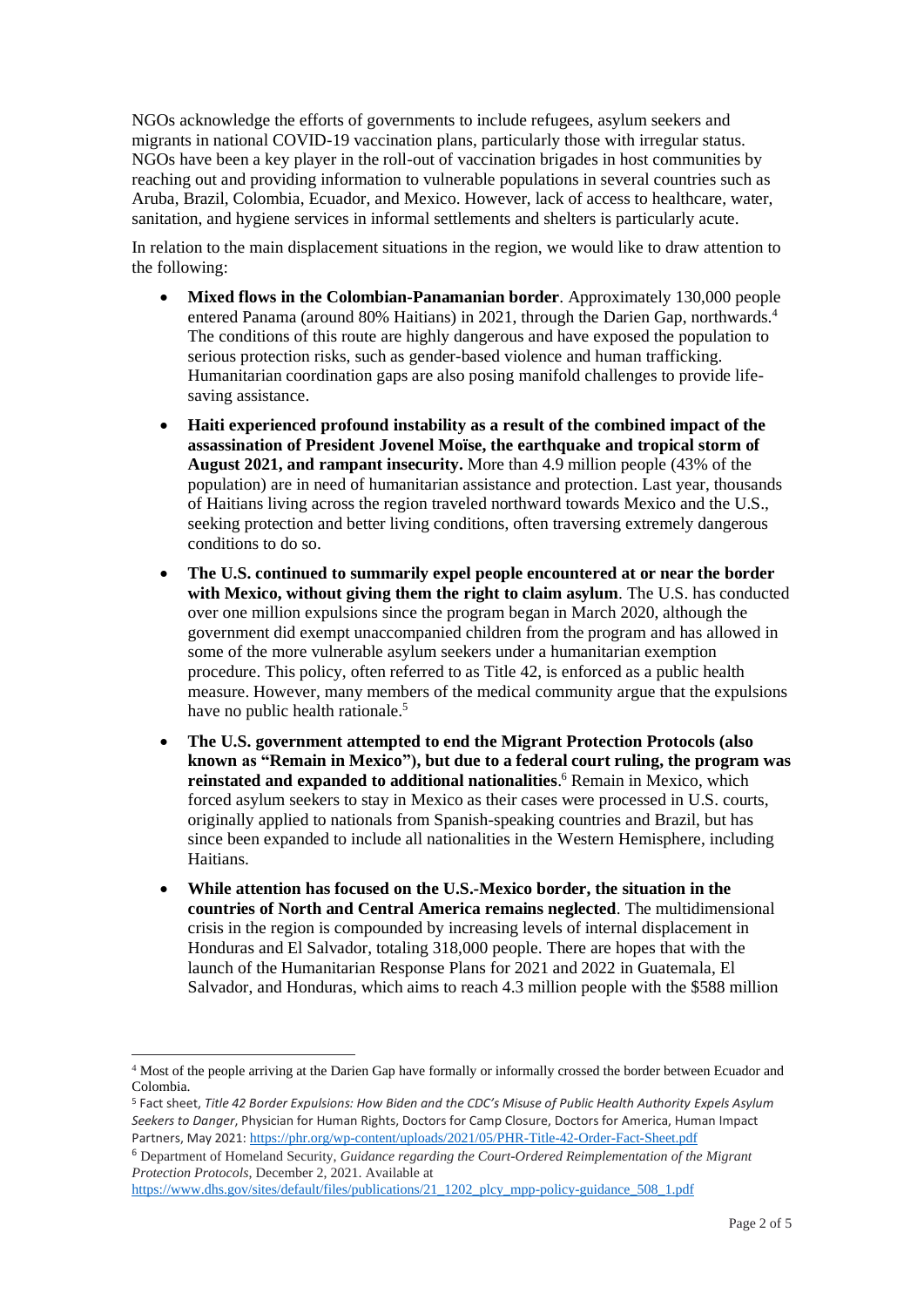NGOs acknowledge the efforts of governments to include refugees, asylum seekers and migrants in national COVID-19 vaccination plans, particularly those with irregular status. NGOs have been a key player in the roll-out of vaccination brigades in host communities by reaching out and providing information to vulnerable populations in several countries such as Aruba, Brazil, Colombia, Ecuador, and Mexico. However, lack of access to healthcare, water, sanitation, and hygiene services in informal settlements and shelters is particularly acute.

In relation to the main displacement situations in the region, we would like to draw attention to the following:

- **Mixed flows in the Colombian-Panamanian border**. Approximately 130,000 people entered Panama (around 80% Haitians) in 2021, through the Darien Gap, northwards.[4] The conditions of this route are highly dangerous and have exposed the population to serious protection risks, such as gender-based violence and human trafficking. Humanitarian coordination gaps are also posing manifold challenges to provide life-saving assistance.
- **Haiti experienced profound instability as a result of the combined impact of the assassination of President Jovenel Moïse, the earthquake and tropical storm of August 2021, and rampant insecurity.** More than 4.9 million people (43% of the population) are in need of humanitarian assistance and protection. Last year, thousands of Haitians living across the region traveled northward towards Mexico and the U.S., seeking protection and better living conditions, often traversing extremely dangerous conditions to do so.
- **The U.S. continued to summarily expel people encountered at or near the border with Mexico, without giving them the right to claim asylum**. The U.S. has conducted over one million expulsions since the program began in March 2020, although the government did exempt unaccompanied children from the program and has allowed in some of the more vulnerable asylum seekers under a humanitarian exemption procedure. This policy, often referred to as Title 42, is enforced as a public health measure. However, many members of the medical community argue that the expulsions have no public health rationale.[5]
- **The U.S. government attempted to end the Migrant Protection Protocols (also known as "Remain in Mexico"), but due to a federal court ruling, the program was reinstated and expanded to additional nationalities**.[6] Remain in Mexico, which forced asylum seekers to stay in Mexico as their cases were processed in U.S. courts, originally applied to nationals from Spanish-speaking countries and Brazil, but has since been expanded to include all nationalities in the Western Hemisphere, including Haitians.
- **While attention has focused on the U.S.-Mexico border, the situation in the countries of North and Central America remains neglected**. The multidimensional crisis in the region is compounded by increasing levels of internal displacement in Honduras and El Salvador, totaling 318,000 people. There are hopes that with the launch of the Humanitarian Response Plans for 2021 and 2022 in Guatemala, El Salvador, and Honduras, which aims to reach 4.3 million people with the $588 million

---

[4] Most of the people arriving at the Darien Gap have formally or informally crossed the border between Ecuador and Colombia.

[5] Fact sheet, *Title 42 Border Expulsions: How Biden and the CDC's Misuse of Public Health Authority Expels Asylum Seekers to Danger*, Physician for Human Rights, Doctors for Camp Closure, Doctors for America, Human Impact Partners, May 2021: https://phr.org/wp-content/uploads/2021/05/PHR-Title-42-Order-Fact-Sheet.pdf

[6] Department of Homeland Security, *Guidance regarding the Court-Ordered Reimplementation of the Migrant Protection Protocols*, December 2, 2021. Available at https://www.dhs.gov/sites/default/files/publications/21_1202_plcy_mpp-policy-guidance_508_1.pdf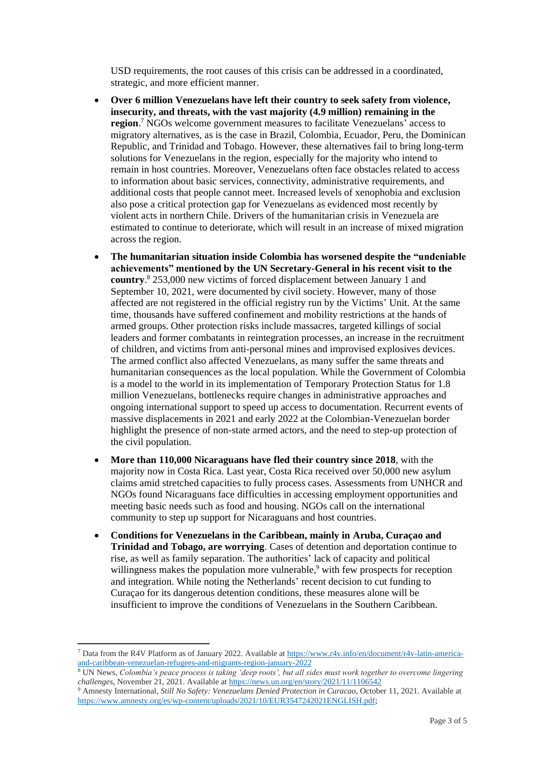USD requirements, the root causes of this crisis can be addressed in a coordinated, strategic, and more efficient manner.

- **Over 6 million Venezuelans have left their country to seek safety from violence, insecurity, and threats, with the vast majority (4.9 million) remaining in the region**.[7] NGOs welcome government measures to facilitate Venezuelans' access to migratory alternatives, as is the case in Brazil, Colombia, Ecuador, Peru, the Dominican Republic, and Trinidad and Tobago. However, these alternatives fail to bring long-term solutions for Venezuelans in the region, especially for the majority who intend to remain in host countries. Moreover, Venezuelans often face obstacles related to access to information about basic services, connectivity, administrative requirements, and additional costs that people cannot meet. Increased levels of xenophobia and exclusion also pose a critical protection gap for Venezuelans as evidenced most recently by violent acts in northern Chile. Drivers of the humanitarian crisis in Venezuela are estimated to continue to deteriorate, which will result in an increase of mixed migration across the region.
- **The humanitarian situation inside Colombia has worsened despite the "undeniable achievements" mentioned by the UN Secretary-General in his recent visit to the country**.[8] 253,000 new victims of forced displacement between January 1 and September 10, 2021, were documented by civil society. However, many of those affected are not registered in the official registry run by the Victims' Unit. At the same time, thousands have suffered confinement and mobility restrictions at the hands of armed groups. Other protection risks include massacres, targeted killings of social leaders and former combatants in reintegration processes, an increase in the recruitment of children, and victims from anti-personal mines and improvised explosives devices. The armed conflict also affected Venezuelans, as many suffer the same threats and humanitarian consequences as the local population. While the Government of Colombia is a model to the world in its implementation of Temporary Protection Status for 1.8 million Venezuelans, bottlenecks require changes in administrative approaches and ongoing international support to speed up access to documentation. Recurrent events of massive displacements in 2021 and early 2022 at the Colombian-Venezuelan border highlight the presence of non-state armed actors, and the need to step-up protection of the civil population.
- **More than 110,000 Nicaraguans have fled their country since 2018**, with the majority now in Costa Rica. Last year, Costa Rica received over 50,000 new asylum claims amid stretched capacities to fully process cases. Assessments from UNHCR and NGOs found Nicaraguans face difficulties in accessing employment opportunities and meeting basic needs such as food and housing. NGOs call on the international community to step up support for Nicaraguans and host countries.
- **Conditions for Venezuelans in the Caribbean, mainly in Aruba, Curaçao and Trinidad and Tobago, are worrying**. Cases of detention and deportation continue to rise, as well as family separation. The authorities' lack of capacity and political willingness makes the population more vulnerable,[9] with few prospects for reception and integration. While noting the Netherlands' recent decision to cut funding to Curaçao for its dangerous detention conditions, these measures alone will be insufficient to improve the conditions of Venezuelans in the Southern Caribbean.

---

[7] Data from the R4V Platform as of January 2022. Available at https://www.r4v.info/en/document/r4v-latin-america-and-caribbean-venezuelan-refugees-and-migrants-region-january-2022

[8] UN News, *Colombia's peace process is taking 'deep roots', but all sides must work together to overcome lingering challenges*, November 21, 2021. Available at https://news.un.org/en/story/2021/11/1106542

[9] Amnesty International, *Still No Safety: Venezuelans Denied Protection in Curacao*, October 11, 2021. Available at https://www.amnesty.org/es/wp-content/uploads/2021/10/EUR3547242021ENGLISH.pdf;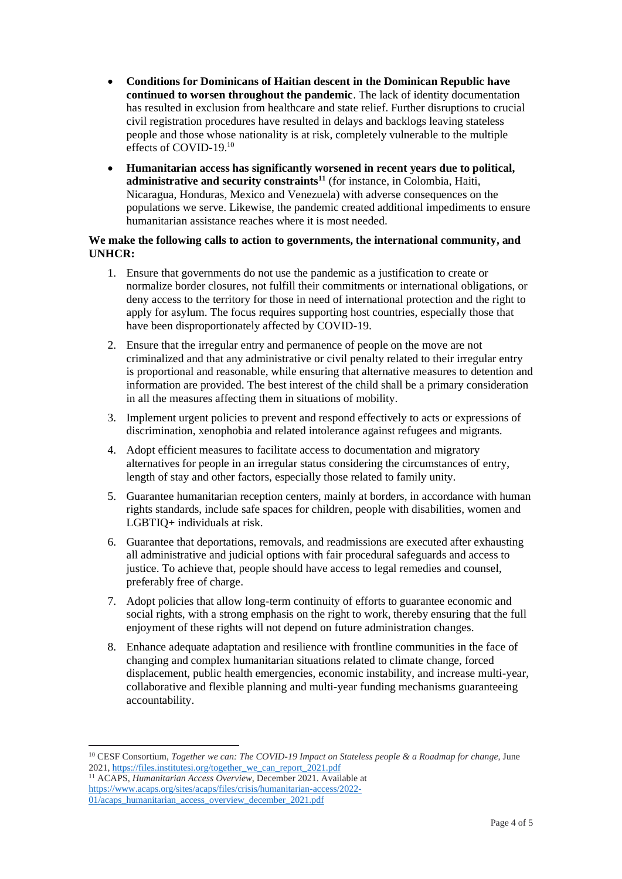- **Conditions for Dominicans of Haitian descent in the Dominican Republic have continued to worsen throughout the pandemic**. The lack of identity documentation has resulted in exclusion from healthcare and state relief. Further disruptions to crucial civil registration procedures have resulted in delays and backlogs leaving stateless people and those whose nationality is at risk, completely vulnerable to the multiple effects of COVID-19.[10]

- **Humanitarian access has significantly worsened in recent years due to political, administrative and security constraints[11]** (for instance, in Colombia, Haiti, Nicaragua, Honduras, Mexico and Venezuela) with adverse consequences on the populations we serve. Likewise, the pandemic created additional impediments to ensure humanitarian assistance reaches where it is most needed.

**We make the following calls to action to governments, the international community, and UNHCR:**

1. Ensure that governments do not use the pandemic as a justification to create or normalize border closures, not fulfill their commitments or international obligations, or deny access to the territory for those in need of international protection and the right to apply for asylum. The focus requires supporting host countries, especially those that have been disproportionately affected by COVID-19.

2. Ensure that the irregular entry and permanence of people on the move are not criminalized and that any administrative or civil penalty related to their irregular entry is proportional and reasonable, while ensuring that alternative measures to detention and information are provided. The best interest of the child shall be a primary consideration in all the measures affecting them in situations of mobility.

3. Implement urgent policies to prevent and respond effectively to acts or expressions of discrimination, xenophobia and related intolerance against refugees and migrants.

4. Adopt efficient measures to facilitate access to documentation and migratory alternatives for people in an irregular status considering the circumstances of entry, length of stay and other factors, especially those related to family unity.

5. Guarantee humanitarian reception centers, mainly at borders, in accordance with human rights standards, include safe spaces for children, people with disabilities, women and LGBTIQ+ individuals at risk.

6. Guarantee that deportations, removals, and readmissions are executed after exhausting all administrative and judicial options with fair procedural safeguards and access to justice. To achieve that, people should have access to legal remedies and counsel, preferably free of charge.

7. Adopt policies that allow long-term continuity of efforts to guarantee economic and social rights, with a strong emphasis on the right to work, thereby ensuring that the full enjoyment of these rights will not depend on future administration changes.

8. Enhance adequate adaptation and resilience with frontline communities in the face of changing and complex humanitarian situations related to climate change, forced displacement, public health emergencies, economic instability, and increase multi-year, collaborative and flexible planning and multi-year funding mechanisms guaranteeing accountability.

---

[10] CESF Consortium, *Together we can: The COVID-19 Impact on Stateless people & a Roadmap for change*, June 2021, https://files.institutesi.org/together_we_can_report_2021.pdf

[11] ACAPS, *Humanitarian Access Overview*, December 2021. Available at https://www.acaps.org/sites/acaps/files/crisis/humanitarian-access/2022-01/acaps_humanitarian_access_overview_december_2021.pdf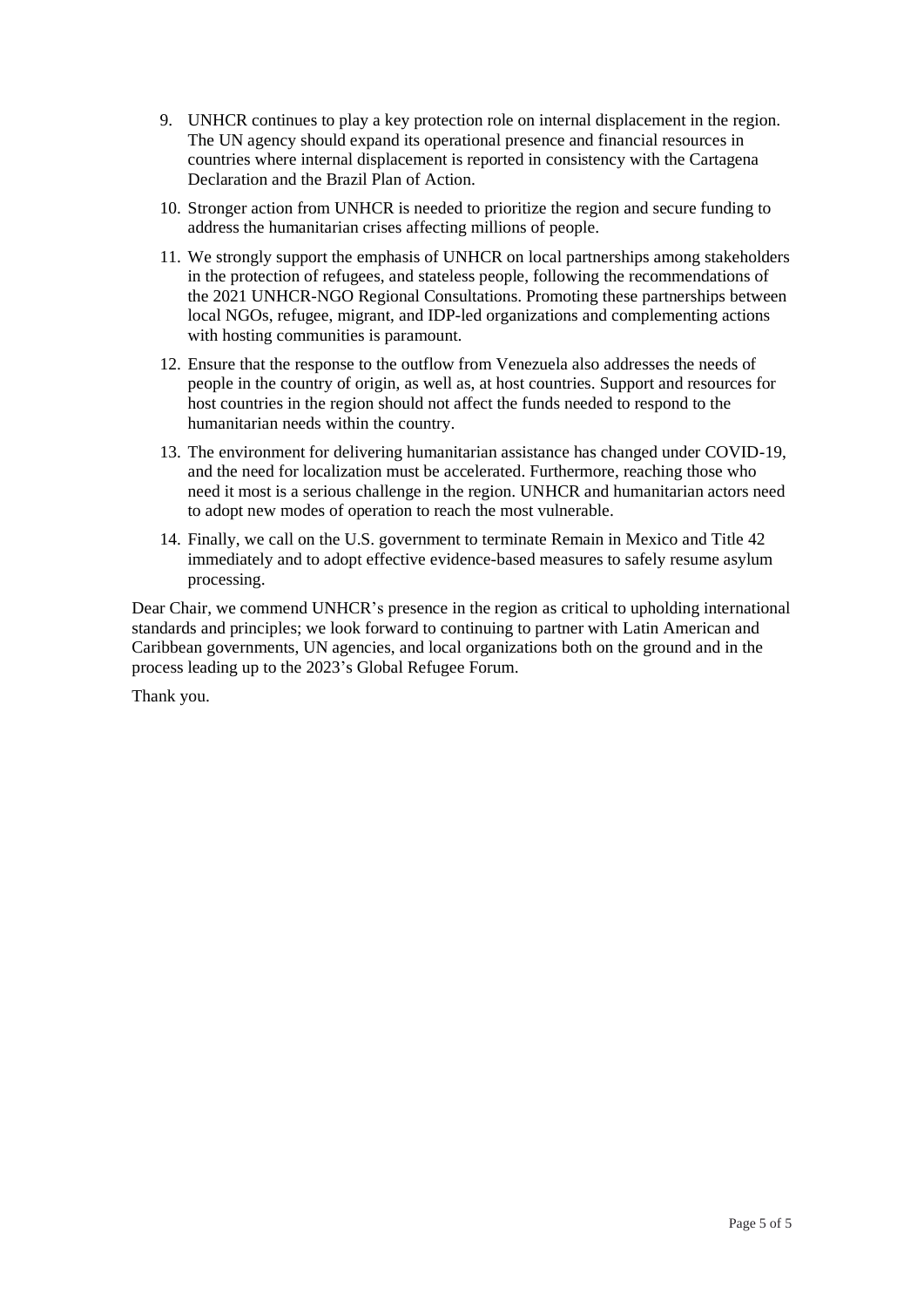9. UNHCR continues to play a key protection role on internal displacement in the region. The UN agency should expand its operational presence and financial resources in countries where internal displacement is reported in consistency with the Cartagena Declaration and the Brazil Plan of Action.

10. Stronger action from UNHCR is needed to prioritize the region and secure funding to address the humanitarian crises affecting millions of people.

11. We strongly support the emphasis of UNHCR on local partnerships among stakeholders in the protection of refugees, and stateless people, following the recommendations of the 2021 UNHCR-NGO Regional Consultations. Promoting these partnerships between local NGOs, refugee, migrant, and IDP-led organizations and complementing actions with hosting communities is paramount.

12. Ensure that the response to the outflow from Venezuela also addresses the needs of people in the country of origin, as well as, at host countries. Support and resources for host countries in the region should not affect the funds needed to respond to the humanitarian needs within the country.

13. The environment for delivering humanitarian assistance has changed under COVID-19, and the need for localization must be accelerated. Furthermore, reaching those who need it most is a serious challenge in the region. UNHCR and humanitarian actors need to adopt new modes of operation to reach the most vulnerable.

14. Finally, we call on the U.S. government to terminate Remain in Mexico and Title 42 immediately and to adopt effective evidence-based measures to safely resume asylum processing.

Dear Chair, we commend UNHCR's presence in the region as critical to upholding international standards and principles; we look forward to continuing to partner with Latin American and Caribbean governments, UN agencies, and local organizations both on the ground and in the process leading up to the 2023's Global Refugee Forum.

Thank you.